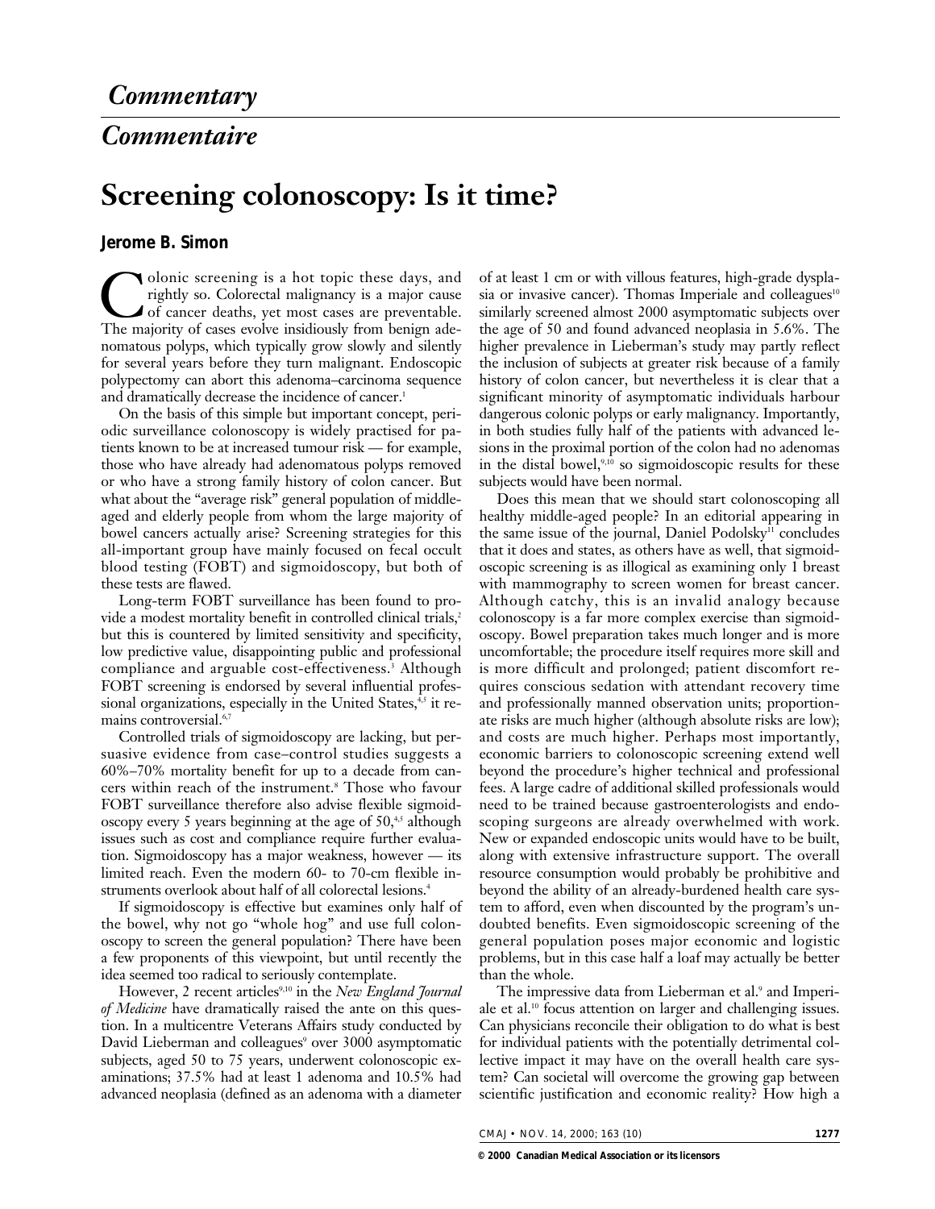*Commentary*

*Commentaire*

# Screening colonoscopy: Is it time?

**Jerome B. Simon**

Colonic screening is a hot topic these days, and rightly so. Colorectal malignancy is a major cause of cancer deaths, yet most cases are preventable. The majority of cases evolve insidiously from benign adenomatous polyps, which typically grow slowly and silently for several years before they turn malignant. Endoscopic polypectomy can abort this adenoma–carcinoma sequence and dramatically decrease the incidence of cancer.[1]

On the basis of this simple but important concept, periodic surveillance colonoscopy is widely practised for patients known to be at increased tumour risk — for example, those who have already had adenomatous polyps removed or who have a strong family history of colon cancer. But what about the "average risk" general population of middle-aged and elderly people from whom the large majority of bowel cancers actually arise? Screening strategies for this all-important group have mainly focused on fecal occult blood testing (FOBT) and sigmoidoscopy, but both of these tests are flawed.

Long-term FOBT surveillance has been found to provide a modest mortality benefit in controlled clinical trials,[2] but this is countered by limited sensitivity and specificity, low predictive value, disappointing public and professional compliance and arguable cost-effectiveness.[3] Although FOBT screening is endorsed by several influential professional organizations, especially in the United States,[4,5] it remains controversial.[6,7]

Controlled trials of sigmoidoscopy are lacking, but persuasive evidence from case–control studies suggests a 60%–70% mortality benefit for up to a decade from cancers within reach of the instrument.[8] Those who favour FOBT surveillance therefore also advise flexible sigmoidoscopy every 5 years beginning at the age of 50,[4,5] although issues such as cost and compliance require further evaluation. Sigmoidoscopy has a major weakness, however — its limited reach. Even the modern 60- to 70-cm flexible instruments overlook about half of all colorectal lesions.[4]

If sigmoidoscopy is effective but examines only half of the bowel, why not go "whole hog" and use full colonoscopy to screen the general population? There have been a few proponents of this viewpoint, but until recently the idea seemed too radical to seriously contemplate.

However, 2 recent articles[9,10] in the *New England Journal of Medicine* have dramatically raised the ante on this question. In a multicentre Veterans Affairs study conducted by David Lieberman and colleagues[9] over 3000 asymptomatic subjects, aged 50 to 75 years, underwent colonoscopic examinations; 37.5% had at least 1 adenoma and 10.5% had advanced neoplasia (defined as an adenoma with a diameter of at least 1 cm or with villous features, high-grade dysplasia or invasive cancer). Thomas Imperiale and colleagues[10] similarly screened almost 2000 asymptomatic subjects over the age of 50 and found advanced neoplasia in 5.6%. The higher prevalence in Lieberman's study may partly reflect the inclusion of subjects at greater risk because of a family history of colon cancer, but nevertheless it is clear that a significant minority of asymptomatic individuals harbour dangerous colonic polyps or early malignancy. Importantly, in both studies fully half of the patients with advanced lesions in the proximal portion of the colon had no adenomas in the distal bowel,[9,10] so sigmoidoscopic results for these subjects would have been normal.

Does this mean that we should start colonoscoping all healthy middle-aged people? In an editorial appearing in the same issue of the journal, Daniel Podolsky[11] concludes that it does and states, as others have as well, that sigmoidoscopic screening is as illogical as examining only 1 breast with mammography to screen women for breast cancer. Although catchy, this is an invalid analogy because colonoscopy is a far more complex exercise than sigmoidoscopy. Bowel preparation takes much longer and is more uncomfortable; the procedure itself requires more skill and is more difficult and prolonged; patient discomfort requires conscious sedation with attendant recovery time and professionally manned observation units; proportionate risks are much higher (although absolute risks are low); and costs are much higher. Perhaps most importantly, economic barriers to colonoscopic screening extend well beyond the procedure's higher technical and professional fees. A large cadre of additional skilled professionals would need to be trained because gastroenterologists and endoscoping surgeons are already overwhelmed with work. New or expanded endoscopic units would have to be built, along with extensive infrastructure support. The overall resource consumption would probably be prohibitive and beyond the ability of an already-burdened health care system to afford, even when discounted by the program's undoubted benefits. Even sigmoidoscopic screening of the general population poses major economic and logistic problems, but in this case half a loaf may actually be better than the whole.

The impressive data from Lieberman et al.[9] and Imperiale et al.[10] focus attention on larger and challenging issues. Can physicians reconcile their obligation to do what is best for individual patients with the potentially detrimental collective impact it may have on the overall health care system? Can societal will overcome the growing gap between scientific justification and economic reality? How high a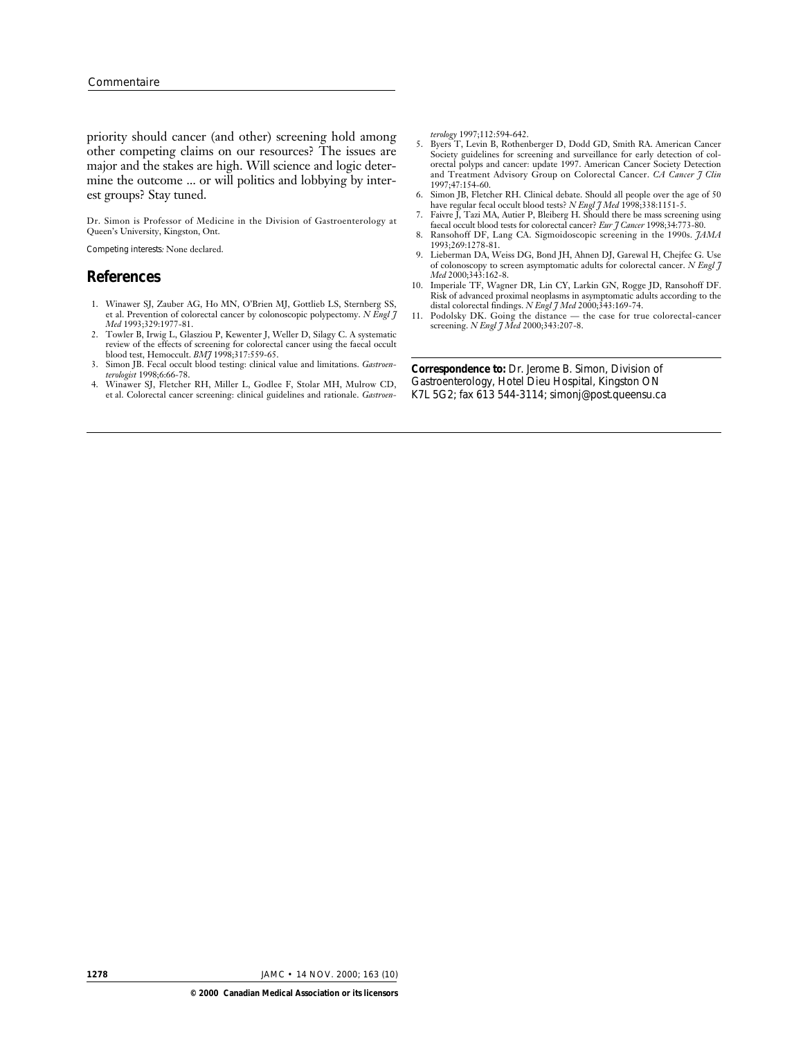priority should cancer (and other) screening hold among other competing claims on our resources? The issues are major and the stakes are high. Will science and logic determine the outcome ... or will politics and lobbying by interest groups? Stay tuned.

Dr. Simon is Professor of Medicine in the Division of Gastroenterology at Queen's University, Kingston, Ont.

*Competing interests:* None declared.

## References

1. Winawer SJ, Zauber AG, Ho MN, O'Brien MJ, Gottlieb LS, Sternberg SS, et al. Prevention of colorectal cancer by colonoscopic polypectomy. *N Engl J Med* 1993;329:1977-81.
2. Towler B, Irwig L, Glasziou P, Kewenter J, Weller D, Silagy C. A systematic review of the effects of screening for colorectal cancer using the faecal occult blood test, Hemoccult. *BMJ* 1998;317:559-65.
3. Simon JB. Fecal occult blood testing: clinical value and limitations. *Gastroenterologist* 1998;6:66-78.
4. Winawer SJ, Fletcher RH, Miller L, Godlee F, Stolar MH, Mulrow CD, et al. Colorectal cancer screening: clinical guidelines and rationale. *Gastroenterology* 1997;112:594-642.
5. Byers T, Levin B, Rothenberger D, Dodd GD, Smith RA. American Cancer Society guidelines for screening and surveillance for early detection of colorectal polyps and cancer: update 1997. American Cancer Society Detection and Treatment Advisory Group on Colorectal Cancer. *CA Cancer J Clin* 1997;47:154-60.
6. Simon JB, Fletcher RH. Clinical debate. Should all people over the age of 50 have regular fecal occult blood tests? *N Engl J Med* 1998;338:1151-5.
7. Faivre J, Tazi MA, Autier P, Bleiberg H. Should there be mass screening using faecal occult blood tests for colorectal cancer? *Eur J Cancer* 1998;34:773-80.
8. Ransohoff DF, Lang CA. Sigmoidoscopic screening in the 1990s. *JAMA* 1993;269:1278-81.
9. Lieberman DA, Weiss DG, Bond JH, Ahnen DJ, Garewal H, Chejfec G. Use of colonoscopy to screen asymptomatic adults for colorectal cancer. *N Engl J Med* 2000;343:162-8.
10. Imperiale TF, Wagner DR, Lin CY, Larkin GN, Rogge JD, Ransohoff DF. Risk of advanced proximal neoplasms in asymptomatic adults according to the distal colorectal findings. *N Engl J Med* 2000;343:169-74.
11. Podolsky DK. Going the distance — the case for true colorectal-cancer screening. *N Engl J Med* 2000;343:207-8.

**Correspondence to:** Dr. Jerome B. Simon, Division of Gastroenterology, Hotel Dieu Hospital, Kingston ON K7L 5G2; fax 613 544-3114; simonj@post.queensu.ca

© 2000 Canadian Medical Association or its licensors